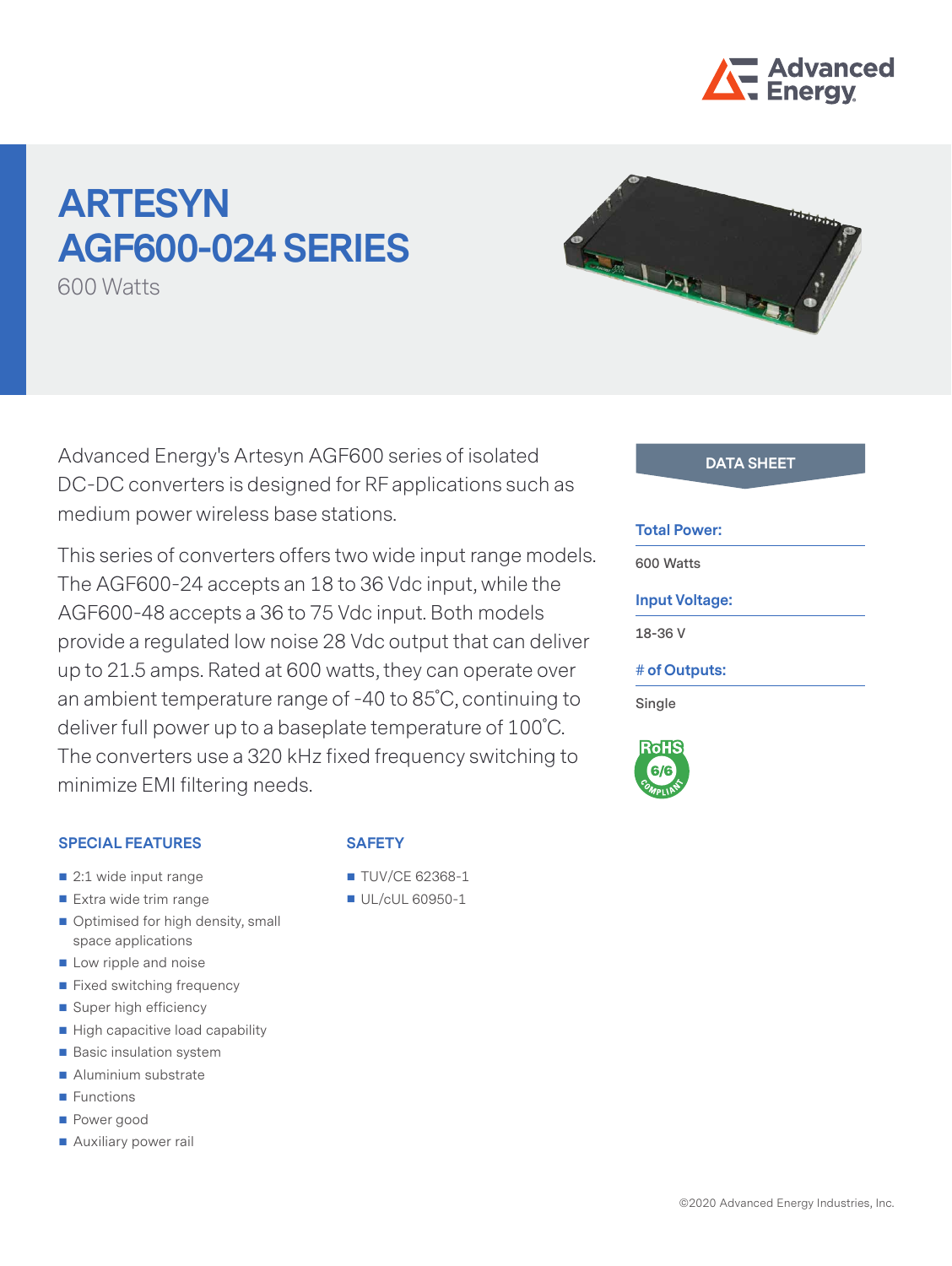# ARTESYN AGF600-024 SERIES

600 Watts

Advanced Energy's Artesyn AGF600 series of isolated DC-DC converters is designed for RF applications such as medium power wireless base stations.

This series of converters offers two wide input range models. The AGF600-24 accepts an 18 to 36 Vdc input, while the AGF600-48 accepts a 36 to 75 Vdc input. Both models provide a regulated low noise 28 Vdc output that can deliver up to 21.5 amps. Rated at 600 watts, they can operate over an ambient temperature range of -40 to 85˚C, continuing to deliver full power up to a baseplate temperature of 100˚C. The converters use a 320 kHz fixed frequency switching to minimize EMI filtering needs.

## DATA SHEET

**Total Power:**

600 Watts

**Input Voltage:**

18-36 V

**# of Outputs:**

Single

RoHS 6/6 COMPLIANT

### SPECIAL FEATURES

- 2:1 wide input range
- Extra wide trim range
- Optimised for high density, small space applications
- Low ripple and noise
- Fixed switching frequency
- Super high efficiency
- High capacitive load capability
- Basic insulation system
- Aluminium substrate
- Functions
- Power good
- Auxiliary power rail

### SAFETY

- TUV/CE 62368-1
- UL/cUL 60950-1

©2020 Advanced Energy Industries, Inc.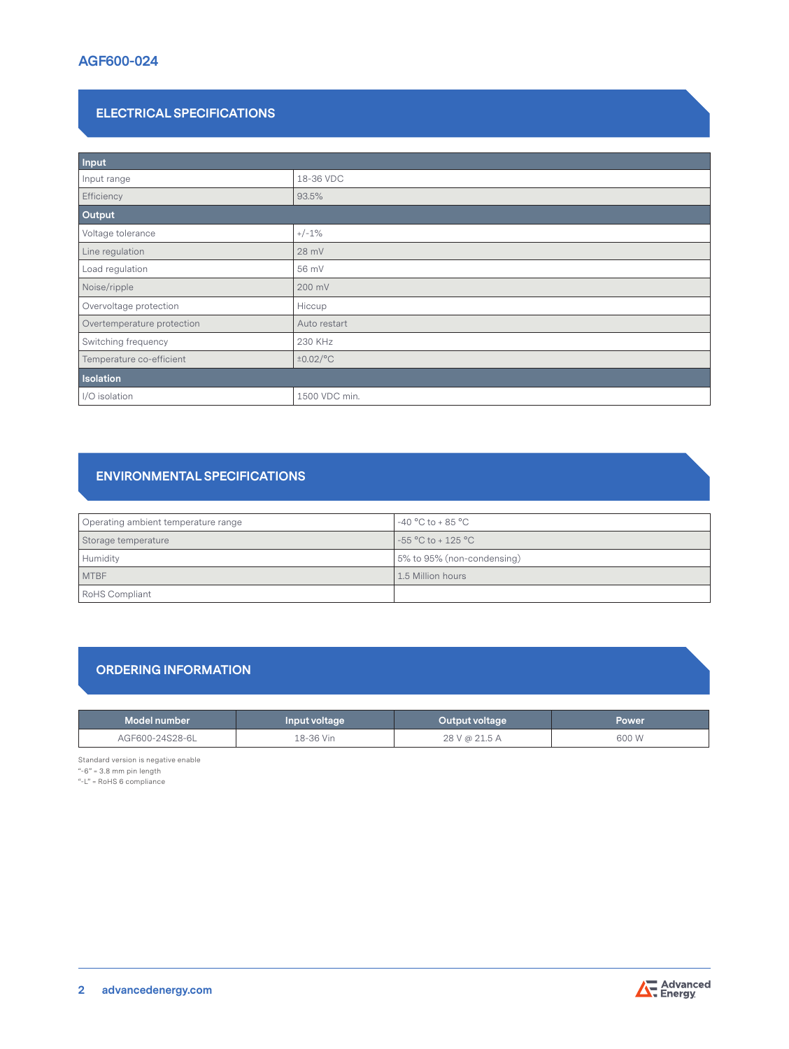# AGF600-024

## ELECTRICAL SPECIFICATIONS

| **Input** | |
|---|---|
| Input range | 18-36 VDC |
| Efficiency | 93.5% |
| **Output** | |
| Voltage tolerance | +/-1% |
| Line regulation | 28 mV |
| Load regulation | 56 mV |
| Noise/ripple | 200 mV |
| Overvoltage protection | Hiccup |
| Overtemperature protection | Auto restart |
| Switching frequency | 230 KHz |
| Temperature co-efficient | ±0.02/°C |
| **Isolation** | |
| I/O isolation | 1500 VDC min. |

## ENVIRONMENTAL SPECIFICATIONS

| | |
|---|---|
| Operating ambient temperature range | -40 °C to + 85 °C |
| Storage temperature | -55 °C to + 125 °C |
| Humidity | 5% to 95% (non-condensing) |
| MTBF | 1.5 Million hours |
| RoHS Compliant | |

## ORDERING INFORMATION

| Model number | Input voltage | Output voltage | Power |
|---|---|---|---|
| AGF600-24S28-6L | 18-36 Vin | 28 V @ 21.5 A | 600 W |

Standard version is negative enable
"-6" = 3.8 mm pin length
"-L" = RoHS 6 compliance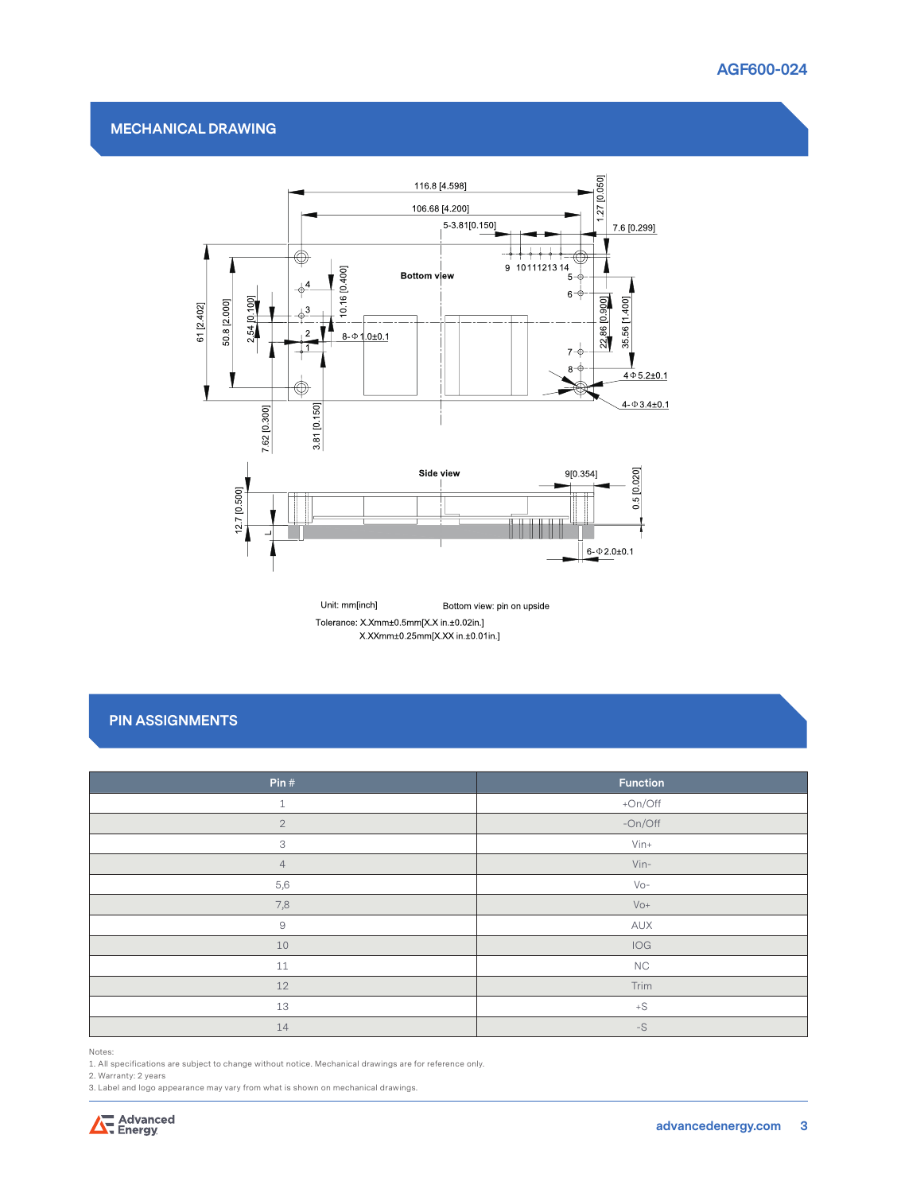## MECHANICAL DRAWING

Unit: mm[inch]

Bottom view: pin on upside

Tolerance: X.Xmm±0.5mm[X.X in.±0.02in.]
X.XXmm±0.25mm[X.XX in.±0.01in.]

## PIN ASSIGNMENTS

| Pin # | Function |
|---|---|
| 1 | +On/Off |
| 2 | -On/Off |
| 3 | Vin+ |
| 4 | Vin- |
| 5,6 | Vo- |
| 7,8 | Vo+ |
| 9 | AUX |
| 10 | IOG |
| 11 | NC |
| 12 | Trim |
| 13 | +S |
| 14 | -S |

Notes:
1. All specifications are subject to change without notice. Mechanical drawings are for reference only.
2. Warranty: 2 years
3. Label and logo appearance may vary from what is shown on mechanical drawings.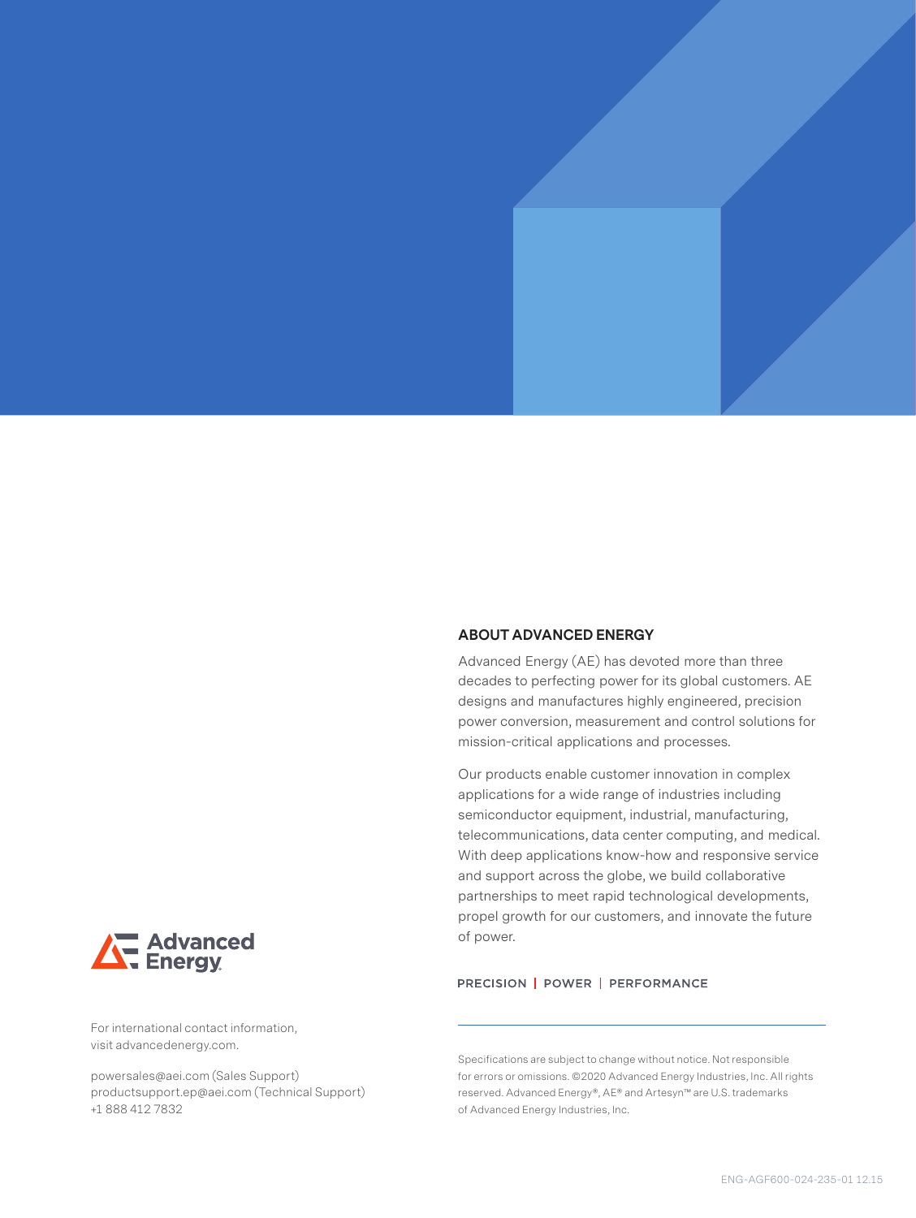## ABOUT ADVANCED ENERGY

Advanced Energy (AE) has devoted more than three decades to perfecting power for its global customers. AE designs and manufactures highly engineered, precision power conversion, measurement and control solutions for mission-critical applications and processes.

Our products enable customer innovation in complex applications for a wide range of industries including semiconductor equipment, industrial, manufacturing, telecommunications, data center computing, and medical. With deep applications know-how and responsive service and support across the globe, we build collaborative partnerships to meet rapid technological developments, propel growth for our customers, and innovate the future of power.

PRECISION | POWER | PERFORMANCE

Advanced Energy

For international contact information, visit advancedenergy.com.

powersales@aei.com (Sales Support)
productsupport.ep@aei.com (Technical Support)
+1 888 412 7832

Specifications are subject to change without notice. Not responsible for errors or omissions. ©2020 Advanced Energy Industries, Inc. All rights reserved. Advanced Energy®, AE® and Artesyn™ are U.S. trademarks of Advanced Energy Industries, Inc.

ENG-AGF600-024-235-01 12.15